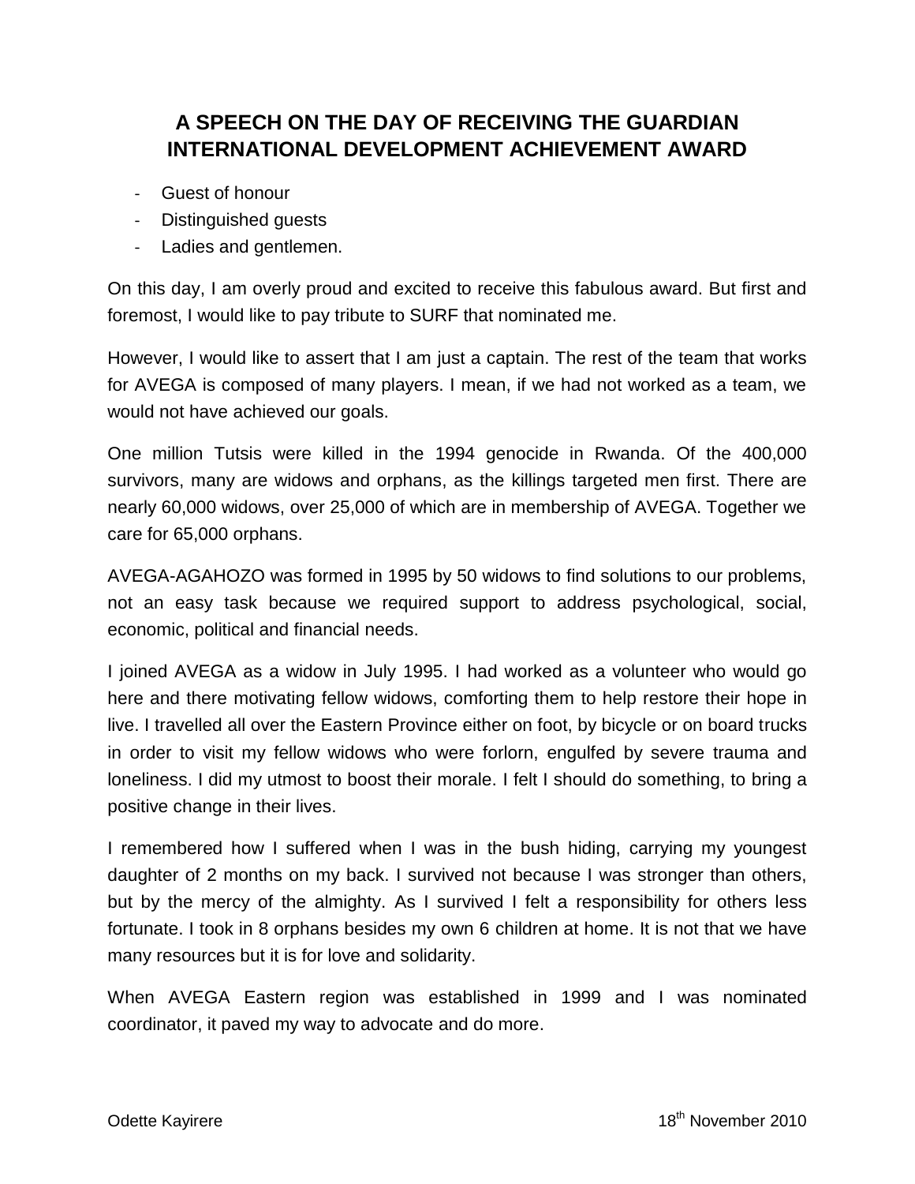# A SPEECH ON THE DAY OF RECEIVING THE GUARDIAN INTERNATIONAL DEVELOPMENT ACHIEVEMENT AWARD

- Guest of honour
- Distinguished guests
- Ladies and gentlemen.

On this day, I am overly proud and excited to receive this fabulous award. But first and foremost, I would like to pay tribute to SURF that nominated me.

However, I would like to assert that I am just a captain. The rest of the team that works for AVEGA is composed of many players. I mean, if we had not worked as a team, we would not have achieved our goals.

One million Tutsis were killed in the 1994 genocide in Rwanda. Of the 400,000 survivors, many are widows and orphans, as the killings targeted men first. There are nearly 60,000 widows, over 25,000 of which are in membership of AVEGA. Together we care for 65,000 orphans.

AVEGA-AGAHOZO was formed in 1995 by 50 widows to find solutions to our problems, not an easy task because we required support to address psychological, social, economic, political and financial needs.

I joined AVEGA as a widow in July 1995. I had worked as a volunteer who would go here and there motivating fellow widows, comforting them to help restore their hope in live. I travelled all over the Eastern Province either on foot, by bicycle or on board trucks in order to visit my fellow widows who were forlorn, engulfed by severe trauma and loneliness. I did my utmost to boost their morale. I felt I should do something, to bring a positive change in their lives.

I remembered how I suffered when I was in the bush hiding, carrying my youngest daughter of 2 months on my back. I survived not because I was stronger than others, but by the mercy of the almighty. As I survived I felt a responsibility for others less fortunate. I took in 8 orphans besides my own 6 children at home. It is not that we have many resources but it is for love and solidarity.

When AVEGA Eastern region was established in 1999 and I was nominated coordinator, it paved my way to advocate and do more.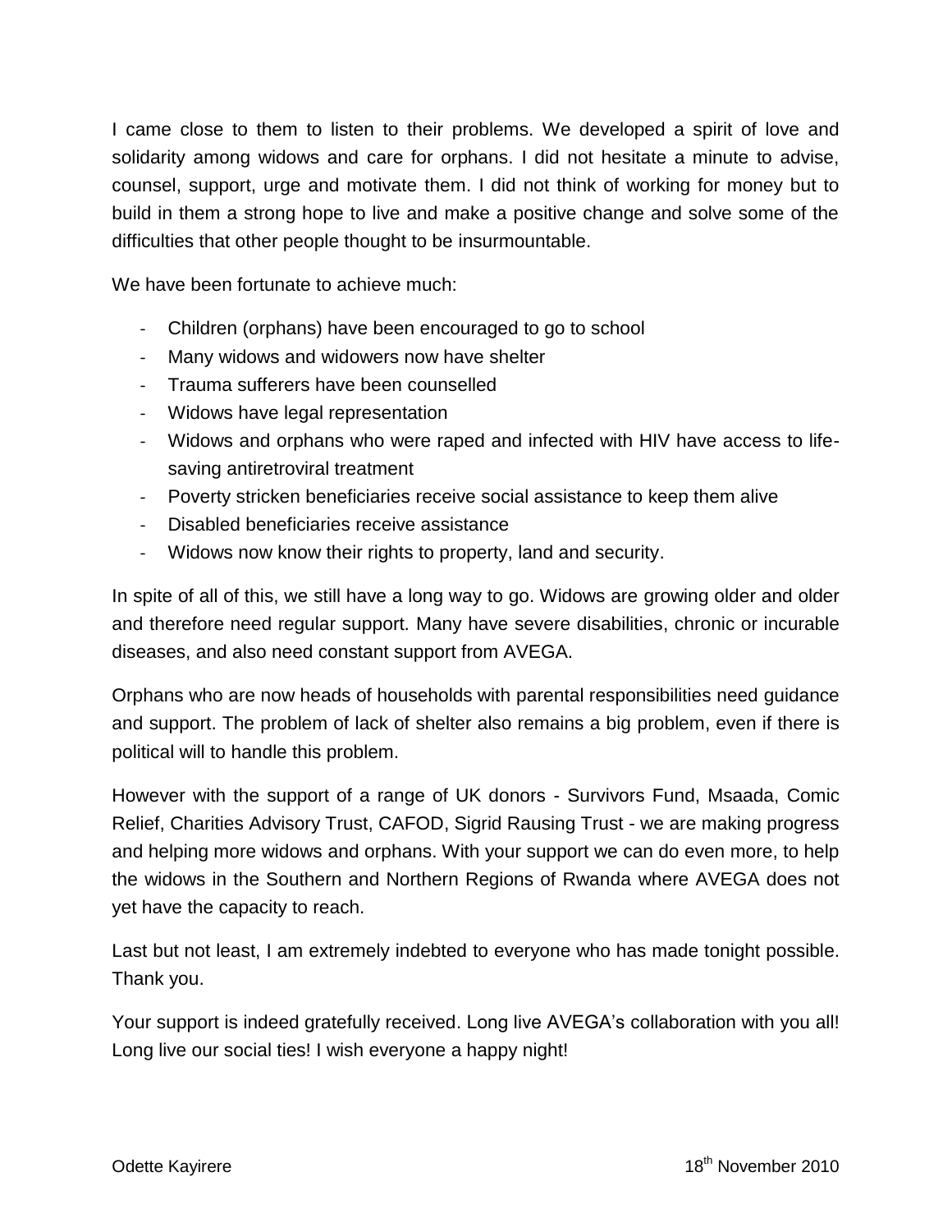I came close to them to listen to their problems. We developed a spirit of love and solidarity among widows and care for orphans. I did not hesitate a minute to advise, counsel, support, urge and motivate them. I did not think of working for money but to build in them a strong hope to live and make a positive change and solve some of the difficulties that other people thought to be insurmountable.

We have been fortunate to achieve much:

- Children (orphans) have been encouraged to go to school
- Many widows and widowers now have shelter
- Trauma sufferers have been counselled
- Widows have legal representation
- Widows and orphans who were raped and infected with HIV have access to life-saving antiretroviral treatment
- Poverty stricken beneficiaries receive social assistance to keep them alive
- Disabled beneficiaries receive assistance
- Widows now know their rights to property, land and security.

In spite of all of this, we still have a long way to go. Widows are growing older and older and therefore need regular support. Many have severe disabilities, chronic or incurable diseases, and also need constant support from AVEGA.

Orphans who are now heads of households with parental responsibilities need guidance and support. The problem of lack of shelter also remains a big problem, even if there is political will to handle this problem.

However with the support of a range of UK donors - Survivors Fund, Msaada, Comic Relief, Charities Advisory Trust, CAFOD, Sigrid Rausing Trust - we are making progress and helping more widows and orphans. With your support we can do even more, to help the widows in the Southern and Northern Regions of Rwanda where AVEGA does not yet have the capacity to reach.

Last but not least, I am extremely indebted to everyone who has made tonight possible. Thank you.

Your support is indeed gratefully received. Long live AVEGA's collaboration with you all! Long live our social ties! I wish everyone a happy night!

Odette Kayirere

18th November 2010